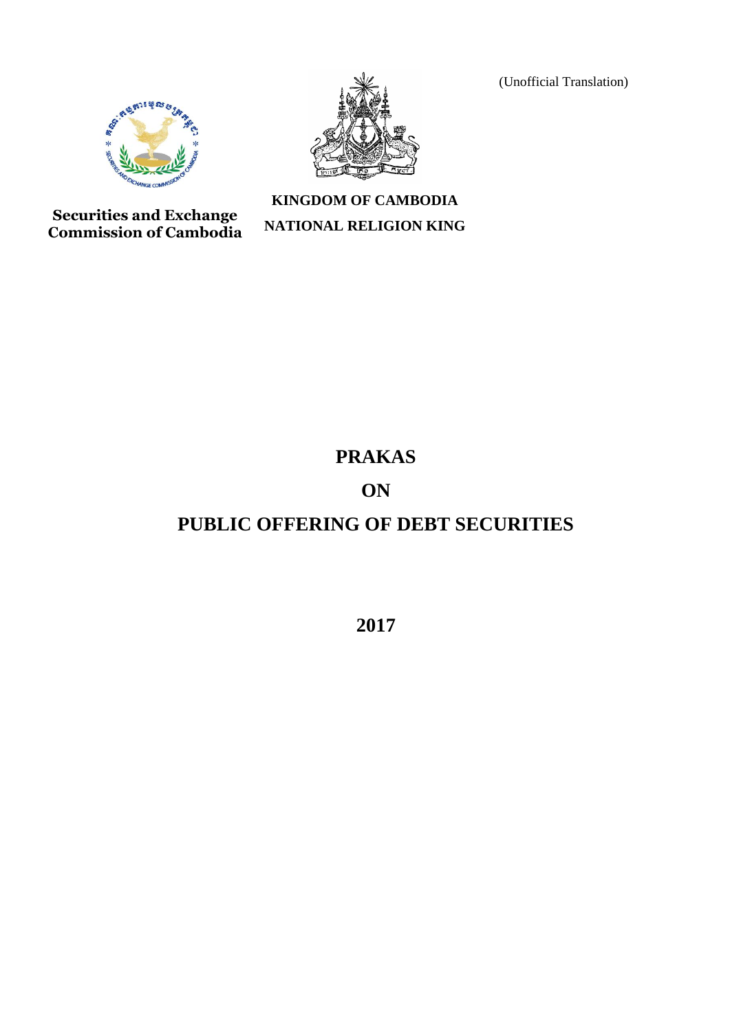(Unofficial Translation)

**Securities and Exchange Commission of Cambodia**

**KINGDOM OF CAMBODIA**

**NATIONAL RELIGION KING**

# PRAKAS

# ON

# PUBLIC OFFERING OF DEBT SECURITIES

**2017**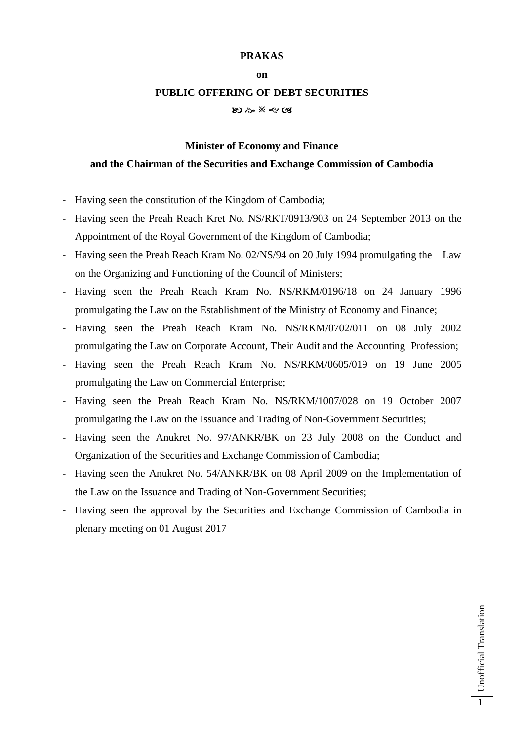**PRAKAS**

**on**

**PUBLIC OFFERING OF DEBT SECURITIES**

**Minister of Economy and Finance**

**and the Chairman of the Securities and Exchange Commission of Cambodia**

- Having seen the constitution of the Kingdom of Cambodia;
- Having seen the Preah Reach Kret No. NS/RKT/0913/903 on 24 September 2013 on the Appointment of the Royal Government of the Kingdom of Cambodia;
- Having seen the Preah Reach Kram No. 02/NS/94 on 20 July 1994 promulgating the Law on the Organizing and Functioning of the Council of Ministers;
- Having seen the Preah Reach Kram No. NS/RKM/0196/18 on 24 January 1996 promulgating the Law on the Establishment of the Ministry of Economy and Finance;
- Having seen the Preah Reach Kram No. NS/RKM/0702/011 on 08 July 2002 promulgating the Law on Corporate Account, Their Audit and the Accounting Profession;
- Having seen the Preah Reach Kram No. NS/RKM/0605/019 on 19 June 2005 promulgating the Law on Commercial Enterprise;
- Having seen the Preah Reach Kram No. NS/RKM/1007/028 on 19 October 2007 promulgating the Law on the Issuance and Trading of Non-Government Securities;
- Having seen the Anukret No. 97/ANKR/BK on 23 July 2008 on the Conduct and Organization of the Securities and Exchange Commission of Cambodia;
- Having seen the Anukret No. 54/ANKR/BK on 08 April 2009 on the Implementation of the Law on the Issuance and Trading of Non-Government Securities;
- Having seen the approval by the Securities and Exchange Commission of Cambodia in plenary meeting on 01 August 2017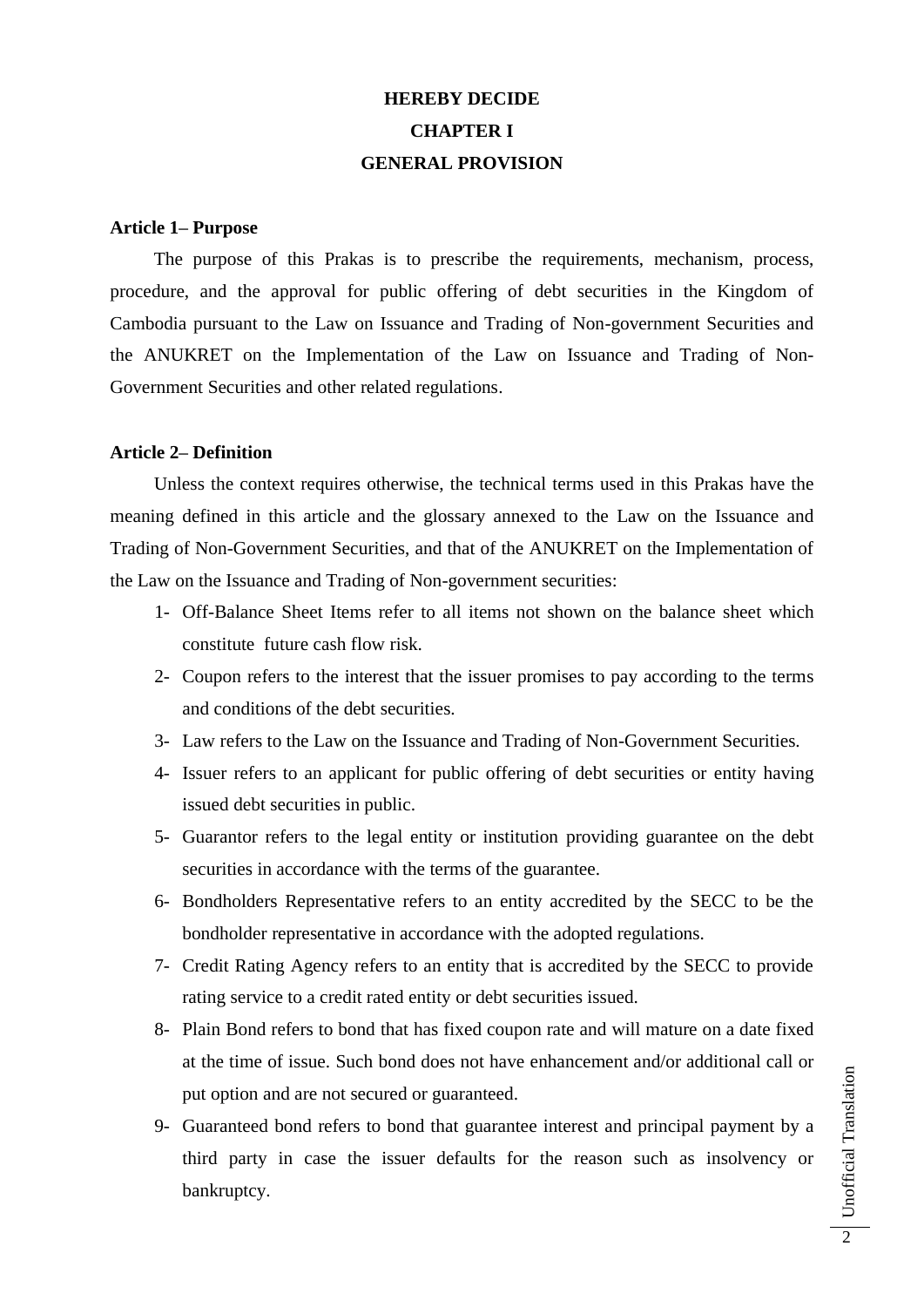# HEREBY DECIDE

## CHAPTER I

## GENERAL PROVISION

**Article 1– Purpose**

The purpose of this Prakas is to prescribe the requirements, mechanism, process, procedure, and the approval for public offering of debt securities in the Kingdom of Cambodia pursuant to the Law on Issuance and Trading of Non-government Securities and the ANUKRET on the Implementation of the Law on Issuance and Trading of Non-Government Securities and other related regulations.

**Article 2– Definition**

Unless the context requires otherwise, the technical terms used in this Prakas have the meaning defined in this article and the glossary annexed to the Law on the Issuance and Trading of Non-Government Securities, and that of the ANUKRET on the Implementation of the Law on the Issuance and Trading of Non-government securities:

1- Off-Balance Sheet Items refer to all items not shown on the balance sheet which constitute future cash flow risk.

2- Coupon refers to the interest that the issuer promises to pay according to the terms and conditions of the debt securities.

3- Law refers to the Law on the Issuance and Trading of Non-Government Securities.

4- Issuer refers to an applicant for public offering of debt securities or entity having issued debt securities in public.

5- Guarantor refers to the legal entity or institution providing guarantee on the debt securities in accordance with the terms of the guarantee.

6- Bondholders Representative refers to an entity accredited by the SECC to be the bondholder representative in accordance with the adopted regulations.

7- Credit Rating Agency refers to an entity that is accredited by the SECC to provide rating service to a credit rated entity or debt securities issued.

8- Plain Bond refers to bond that has fixed coupon rate and will mature on a date fixed at the time of issue. Such bond does not have enhancement and/or additional call or put option and are not secured or guaranteed.

9- Guaranteed bond refers to bond that guarantee interest and principal payment by a third party in case the issuer defaults for the reason such as insolvency or bankruptcy.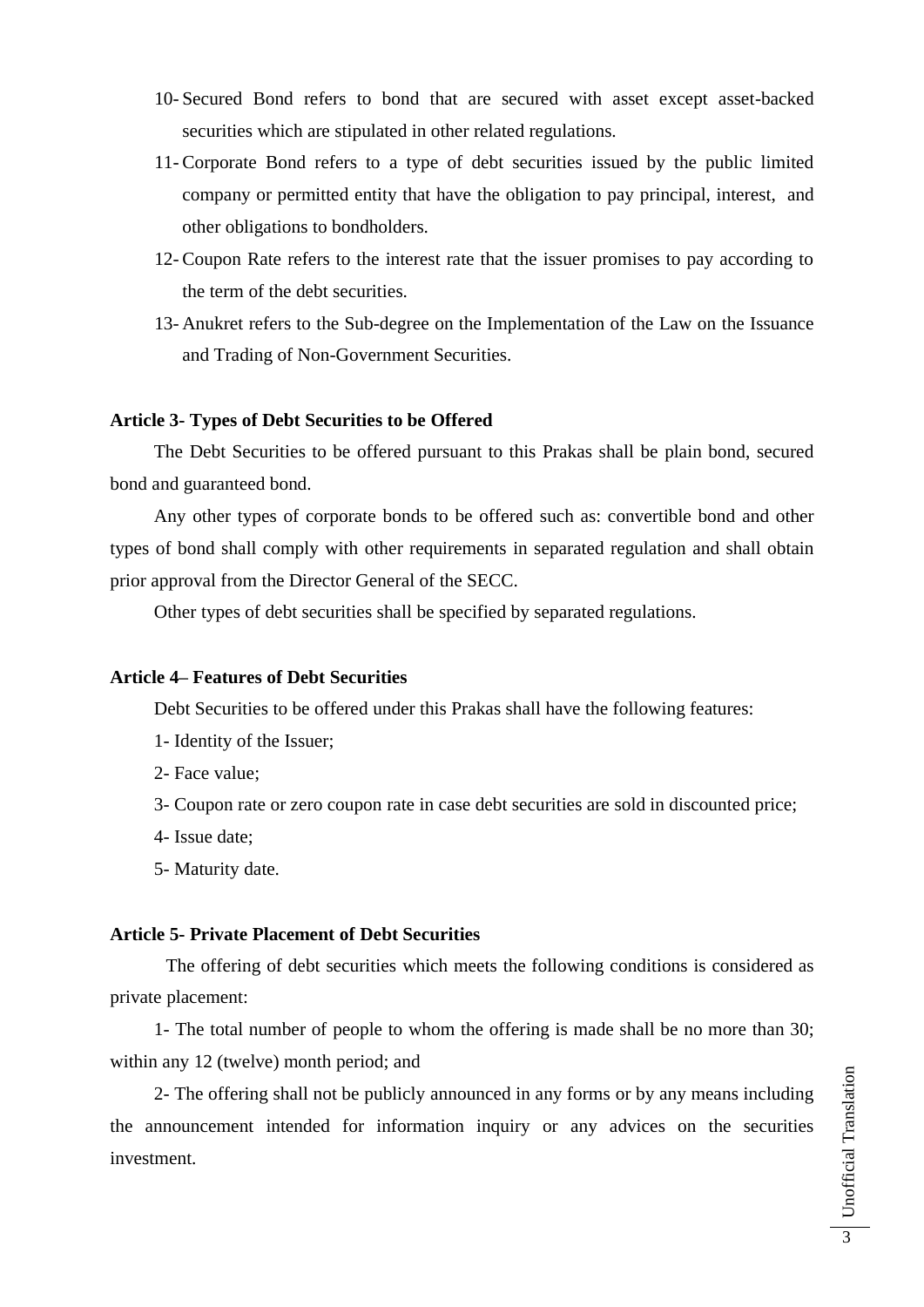10- Secured Bond refers to bond that are secured with asset except asset-backed securities which are stipulated in other related regulations.

11- Corporate Bond refers to a type of debt securities issued by the public limited company or permitted entity that have the obligation to pay principal, interest, and other obligations to bondholders.

12- Coupon Rate refers to the interest rate that the issuer promises to pay according to the term of the debt securities.

13- Anukret refers to the Sub-degree on the Implementation of the Law on the Issuance and Trading of Non-Government Securities.

**Article 3- Types of Debt Securities to be Offered**

The Debt Securities to be offered pursuant to this Prakas shall be plain bond, secured bond and guaranteed bond.

Any other types of corporate bonds to be offered such as: convertible bond and other types of bond shall comply with other requirements in separated regulation and shall obtain prior approval from the Director General of the SECC.

Other types of debt securities shall be specified by separated regulations.

**Article 4– Features of Debt Securities**

Debt Securities to be offered under this Prakas shall have the following features:

1- Identity of the Issuer;

2- Face value;

3- Coupon rate or zero coupon rate in case debt securities are sold in discounted price;

4- Issue date;

5- Maturity date.

**Article 5- Private Placement of Debt Securities**

The offering of debt securities which meets the following conditions is considered as private placement:

1- The total number of people to whom the offering is made shall be no more than 30; within any 12 (twelve) month period; and

2- The offering shall not be publicly announced in any forms or by any means including the announcement intended for information inquiry or any advices on the securities investment.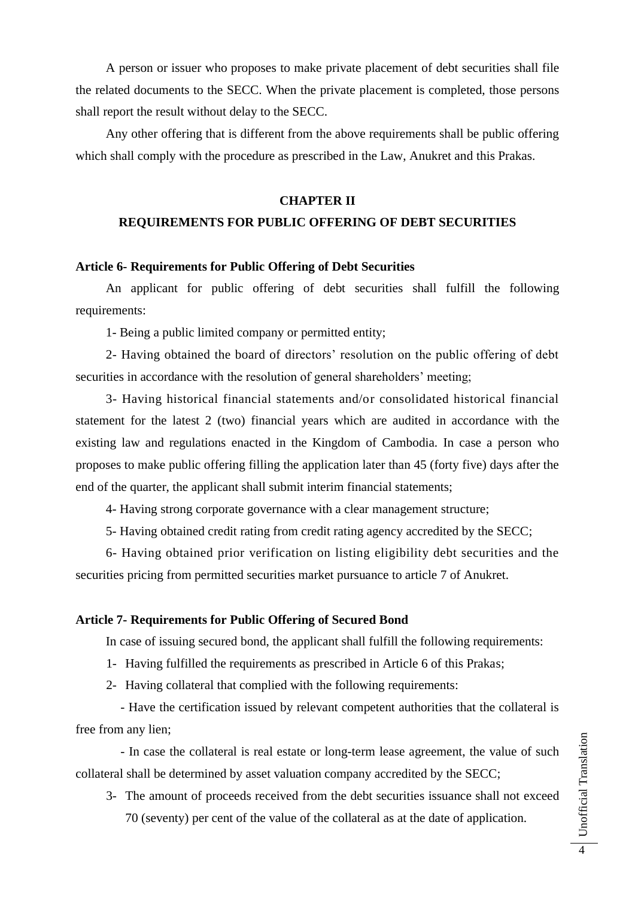A person or issuer who proposes to make private placement of debt securities shall file the related documents to the SECC. When the private placement is completed, those persons shall report the result without delay to the SECC.

Any other offering that is different from the above requirements shall be public offering which shall comply with the procedure as prescribed in the Law, Anukret and this Prakas.

## CHAPTER II
## REQUIREMENTS FOR PUBLIC OFFERING OF DEBT SECURITIES

**Article 6- Requirements for Public Offering of Debt Securities**

An applicant for public offering of debt securities shall fulfill the following requirements:

1- Being a public limited company or permitted entity;

2- Having obtained the board of directors' resolution on the public offering of debt securities in accordance with the resolution of general shareholders' meeting;

3- Having historical financial statements and/or consolidated historical financial statement for the latest 2 (two) financial years which are audited in accordance with the existing law and regulations enacted in the Kingdom of Cambodia. In case a person who proposes to make public offering filling the application later than 45 (forty five) days after the end of the quarter, the applicant shall submit interim financial statements;

4- Having strong corporate governance with a clear management structure;

5- Having obtained credit rating from credit rating agency accredited by the SECC;

6- Having obtained prior verification on listing eligibility debt securities and the securities pricing from permitted securities market pursuance to article 7 of Anukret.

**Article 7- Requirements for Public Offering of Secured Bond**

In case of issuing secured bond, the applicant shall fulfill the following requirements:

1- Having fulfilled the requirements as prescribed in Article 6 of this Prakas;

2- Having collateral that complied with the following requirements:

- Have the certification issued by relevant competent authorities that the collateral is free from any lien;

- In case the collateral is real estate or long-term lease agreement, the value of such collateral shall be determined by asset valuation company accredited by the SECC;

3- The amount of proceeds received from the debt securities issuance shall not exceed 70 (seventy) per cent of the value of the collateral as at the date of application.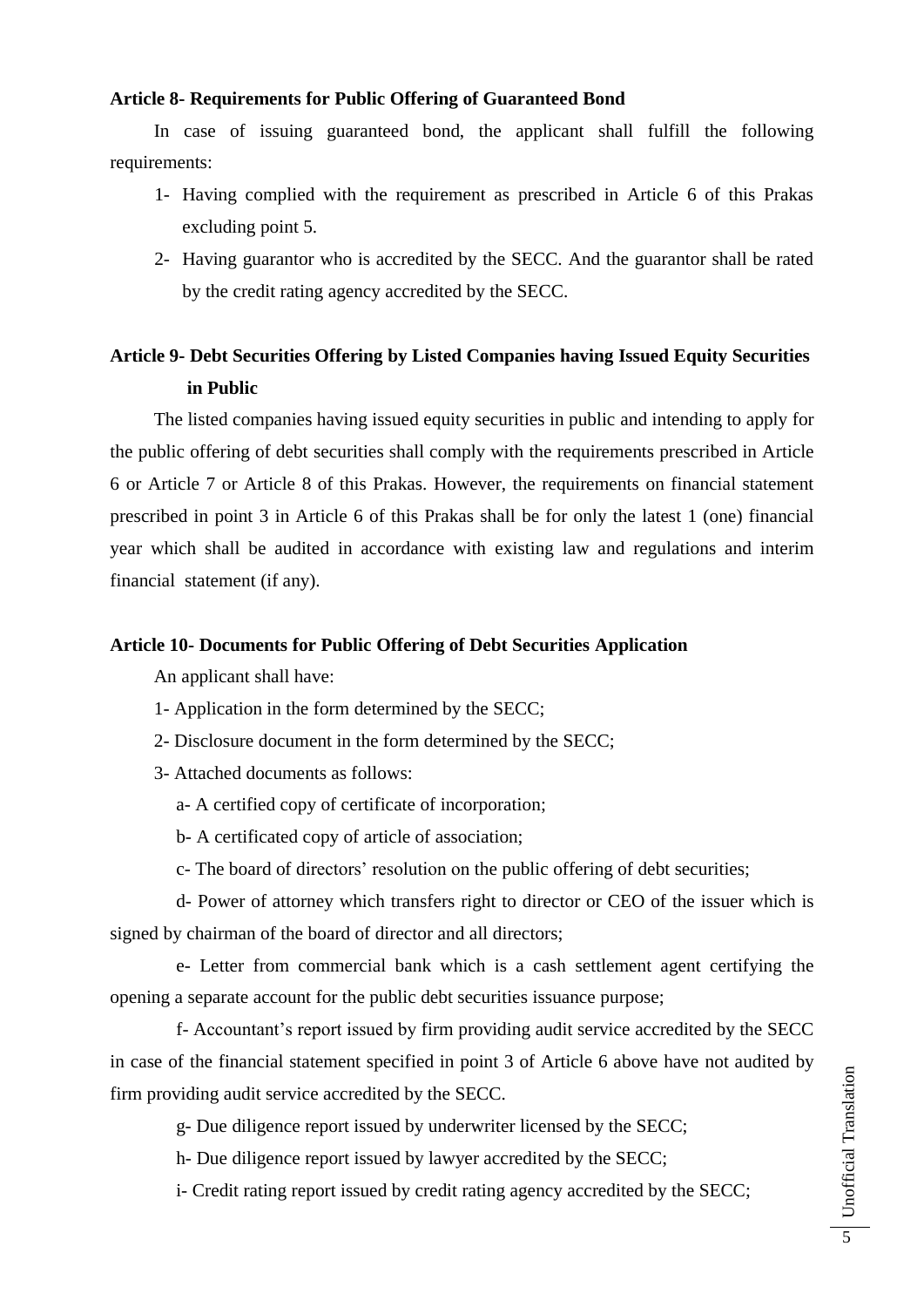**Article 8- Requirements for Public Offering of Guaranteed Bond**

In case of issuing guaranteed bond, the applicant shall fulfill the following requirements:

1- Having complied with the requirement as prescribed in Article 6 of this Prakas excluding point 5.

2- Having guarantor who is accredited by the SECC. And the guarantor shall be rated by the credit rating agency accredited by the SECC.

**Article 9- Debt Securities Offering by Listed Companies having Issued Equity Securities in Public**

The listed companies having issued equity securities in public and intending to apply for the public offering of debt securities shall comply with the requirements prescribed in Article 6 or Article 7 or Article 8 of this Prakas. However, the requirements on financial statement prescribed in point 3 in Article 6 of this Prakas shall be for only the latest 1 (one) financial year which shall be audited in accordance with existing law and regulations and interim financial statement (if any).

**Article 10- Documents for Public Offering of Debt Securities Application**

An applicant shall have:

1- Application in the form determined by the SECC;

2- Disclosure document in the form determined by the SECC;

3- Attached documents as follows:

a- A certified copy of certificate of incorporation;

b- A certificated copy of article of association;

c- The board of directors' resolution on the public offering of debt securities;

d- Power of attorney which transfers right to director or CEO of the issuer which is signed by chairman of the board of director and all directors;

e- Letter from commercial bank which is a cash settlement agent certifying the opening a separate account for the public debt securities issuance purpose;

f- Accountant's report issued by firm providing audit service accredited by the SECC in case of the financial statement specified in point 3 of Article 6 above have not audited by firm providing audit service accredited by the SECC.

g- Due diligence report issued by underwriter licensed by the SECC;

h- Due diligence report issued by lawyer accredited by the SECC;

i- Credit rating report issued by credit rating agency accredited by the SECC;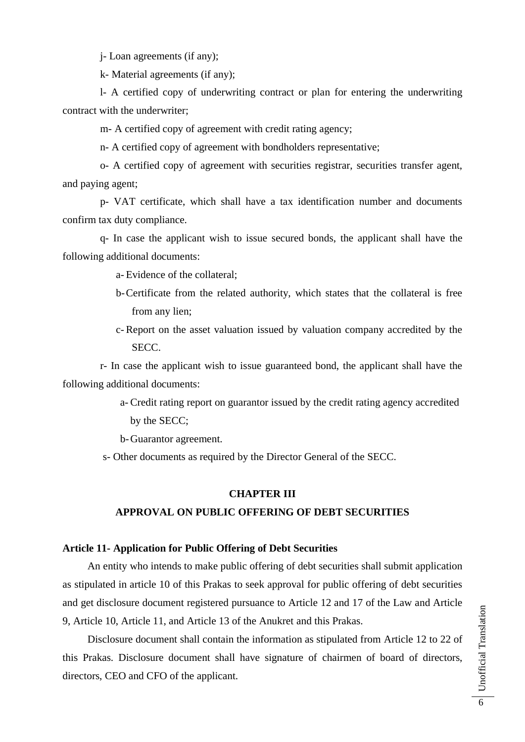j- Loan agreements (if any);

k- Material agreements (if any);

l- A certified copy of underwriting contract or plan for entering the underwriting contract with the underwriter;

m- A certified copy of agreement with credit rating agency;

n- A certified copy of agreement with bondholders representative;

o- A certified copy of agreement with securities registrar, securities transfer agent, and paying agent;

p- VAT certificate, which shall have a tax identification number and documents confirm tax duty compliance.

q- In case the applicant wish to issue secured bonds, the applicant shall have the following additional documents:

- a- Evidence of the collateral;
- b- Certificate from the related authority, which states that the collateral is free from any lien;
- c- Report on the asset valuation issued by valuation company accredited by the SECC.

r- In case the applicant wish to issue guaranteed bond, the applicant shall have the following additional documents:

- a- Credit rating report on guarantor issued by the credit rating agency accredited by the SECC;
- b- Guarantor agreement.

s- Other documents as required by the Director General of the SECC.

## CHAPTER III

## APPROVAL ON PUBLIC OFFERING OF DEBT SECURITIES

**Article 11- Application for Public Offering of Debt Securities**

An entity who intends to make public offering of debt securities shall submit application as stipulated in article 10 of this Prakas to seek approval for public offering of debt securities and get disclosure document registered pursuance to Article 12 and 17 of the Law and Article 9, Article 10, Article 11, and Article 13 of the Anukret and this Prakas.

Disclosure document shall contain the information as stipulated from Article 12 to 22 of this Prakas. Disclosure document shall have signature of chairmen of board of directors, directors, CEO and CFO of the applicant.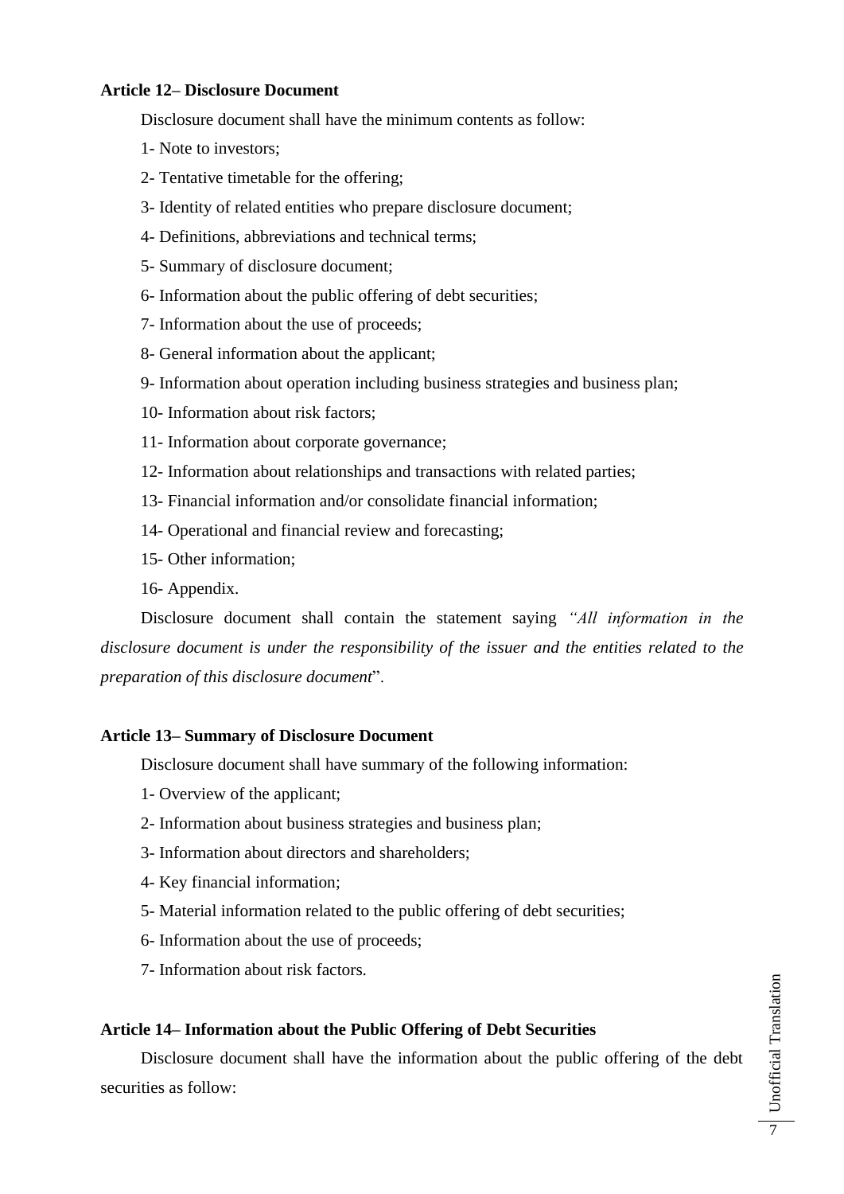**Article 12– Disclosure Document**

Disclosure document shall have the minimum contents as follow:

1- Note to investors;

2- Tentative timetable for the offering;

3- Identity of related entities who prepare disclosure document;

4- Definitions, abbreviations and technical terms;

5- Summary of disclosure document;

6- Information about the public offering of debt securities;

7- Information about the use of proceeds;

8- General information about the applicant;

9- Information about operation including business strategies and business plan;

10- Information about risk factors;

11- Information about corporate governance;

12- Information about relationships and transactions with related parties;

13- Financial information and/or consolidate financial information;

14- Operational and financial review and forecasting;

15- Other information;

16- Appendix.

Disclosure document shall contain the statement saying *"All information in the disclosure document is under the responsibility of the issuer and the entities related to the preparation of this disclosure document*".

**Article 13– Summary of Disclosure Document**

Disclosure document shall have summary of the following information:

1- Overview of the applicant;

2- Information about business strategies and business plan;

3- Information about directors and shareholders;

4- Key financial information;

5- Material information related to the public offering of debt securities;

6- Information about the use of proceeds;

7- Information about risk factors.

**Article 14– Information about the Public Offering of Debt Securities**

Disclosure document shall have the information about the public offering of the debt securities as follow: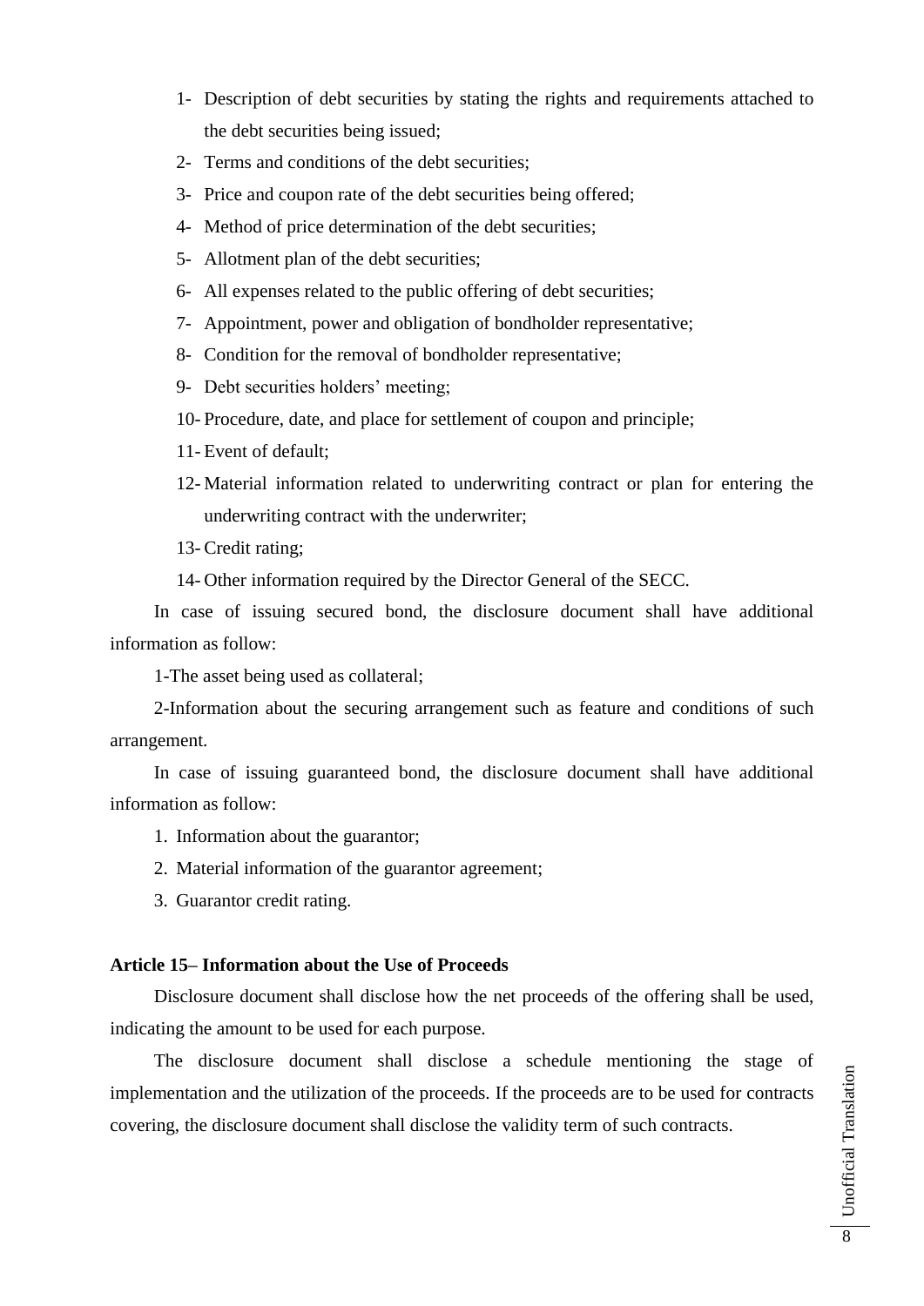1- Description of debt securities by stating the rights and requirements attached to the debt securities being issued;
2- Terms and conditions of the debt securities;
3- Price and coupon rate of the debt securities being offered;
4- Method of price determination of the debt securities;
5- Allotment plan of the debt securities;
6- All expenses related to the public offering of debt securities;
7- Appointment, power and obligation of bondholder representative;
8- Condition for the removal of bondholder representative;
9- Debt securities holders' meeting;
10- Procedure, date, and place for settlement of coupon and principle;
11- Event of default;
12- Material information related to underwriting contract or plan for entering the underwriting contract with the underwriter;
13- Credit rating;
14- Other information required by the Director General of the SECC.

In case of issuing secured bond, the disclosure document shall have additional information as follow:

1-The asset being used as collateral;

2-Information about the securing arrangement such as feature and conditions of such arrangement.

In case of issuing guaranteed bond, the disclosure document shall have additional information as follow:

1. Information about the guarantor;
2. Material information of the guarantor agreement;
3. Guarantor credit rating.

**Article 15– Information about the Use of Proceeds**

Disclosure document shall disclose how the net proceeds of the offering shall be used, indicating the amount to be used for each purpose.

The disclosure document shall disclose a schedule mentioning the stage of implementation and the utilization of the proceeds. If the proceeds are to be used for contracts covering, the disclosure document shall disclose the validity term of such contracts.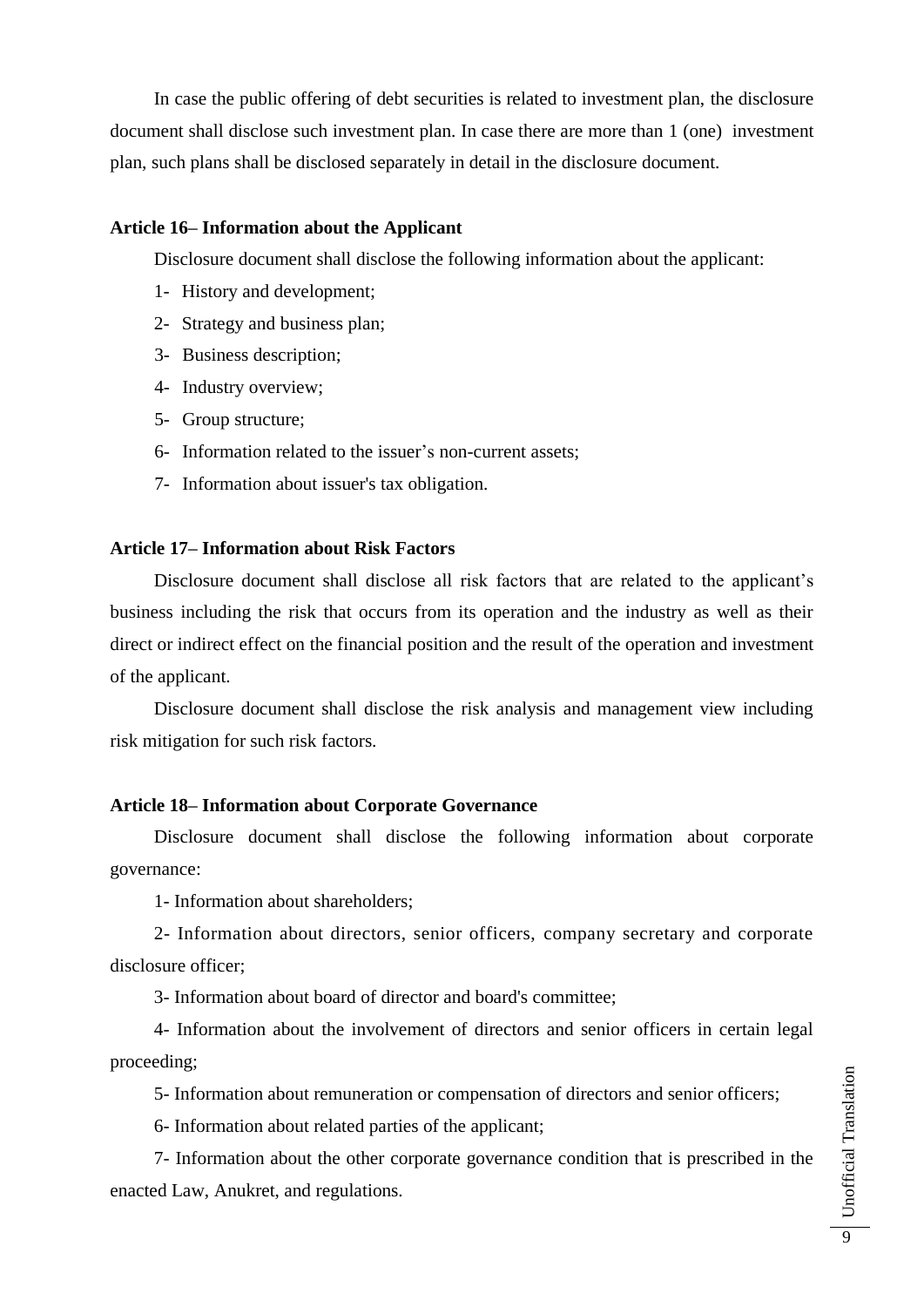In case the public offering of debt securities is related to investment plan, the disclosure document shall disclose such investment plan. In case there are more than 1 (one) investment plan, such plans shall be disclosed separately in detail in the disclosure document.

**Article 16– Information about the Applicant**

Disclosure document shall disclose the following information about the applicant:

1- History and development;

2- Strategy and business plan;

3- Business description;

4- Industry overview;

5- Group structure;

6- Information related to the issuer's non-current assets;

7- Information about issuer's tax obligation.

**Article 17– Information about Risk Factors**

Disclosure document shall disclose all risk factors that are related to the applicant's business including the risk that occurs from its operation and the industry as well as their direct or indirect effect on the financial position and the result of the operation and investment of the applicant.

Disclosure document shall disclose the risk analysis and management view including risk mitigation for such risk factors.

**Article 18– Information about Corporate Governance**

Disclosure document shall disclose the following information about corporate governance:

1- Information about shareholders;

2- Information about directors, senior officers, company secretary and corporate disclosure officer;

3- Information about board of director and board's committee;

4- Information about the involvement of directors and senior officers in certain legal proceeding;

5- Information about remuneration or compensation of directors and senior officers;

6- Information about related parties of the applicant;

7- Information about the other corporate governance condition that is prescribed in the enacted Law, Anukret, and regulations.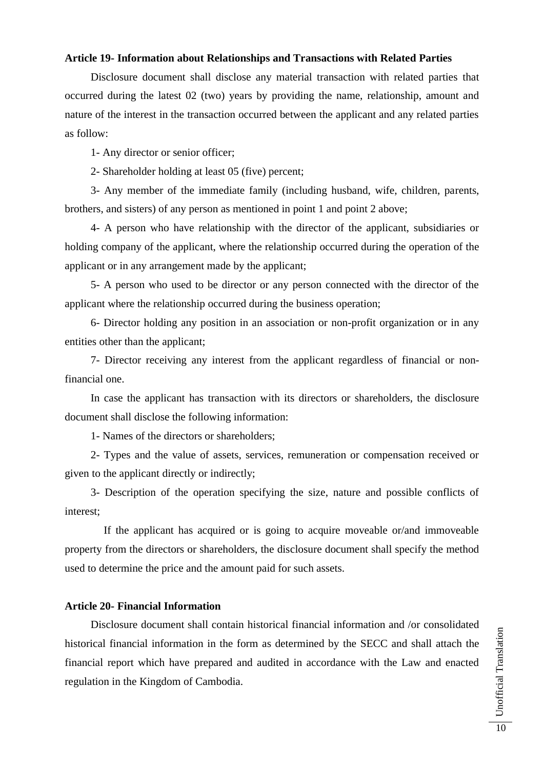**Article 19- Information about Relationships and Transactions with Related Parties**

Disclosure document shall disclose any material transaction with related parties that occurred during the latest 02 (two) years by providing the name, relationship, amount and nature of the interest in the transaction occurred between the applicant and any related parties as follow:

1- Any director or senior officer;

2- Shareholder holding at least 05 (five) percent;

3- Any member of the immediate family (including husband, wife, children, parents, brothers, and sisters) of any person as mentioned in point 1 and point 2 above;

4- A person who have relationship with the director of the applicant, subsidiaries or holding company of the applicant, where the relationship occurred during the operation of the applicant or in any arrangement made by the applicant;

5- A person who used to be director or any person connected with the director of the applicant where the relationship occurred during the business operation;

6- Director holding any position in an association or non-profit organization or in any entities other than the applicant;

7- Director receiving any interest from the applicant regardless of financial or non-financial one.

In case the applicant has transaction with its directors or shareholders, the disclosure document shall disclose the following information:

1- Names of the directors or shareholders;

2- Types and the value of assets, services, remuneration or compensation received or given to the applicant directly or indirectly;

3- Description of the operation specifying the size, nature and possible conflicts of interest;

If the applicant has acquired or is going to acquire moveable or/and immoveable property from the directors or shareholders, the disclosure document shall specify the method used to determine the price and the amount paid for such assets.

**Article 20- Financial Information**

Disclosure document shall contain historical financial information and /or consolidated historical financial information in the form as determined by the SECC and shall attach the financial report which have prepared and audited in accordance with the Law and enacted regulation in the Kingdom of Cambodia.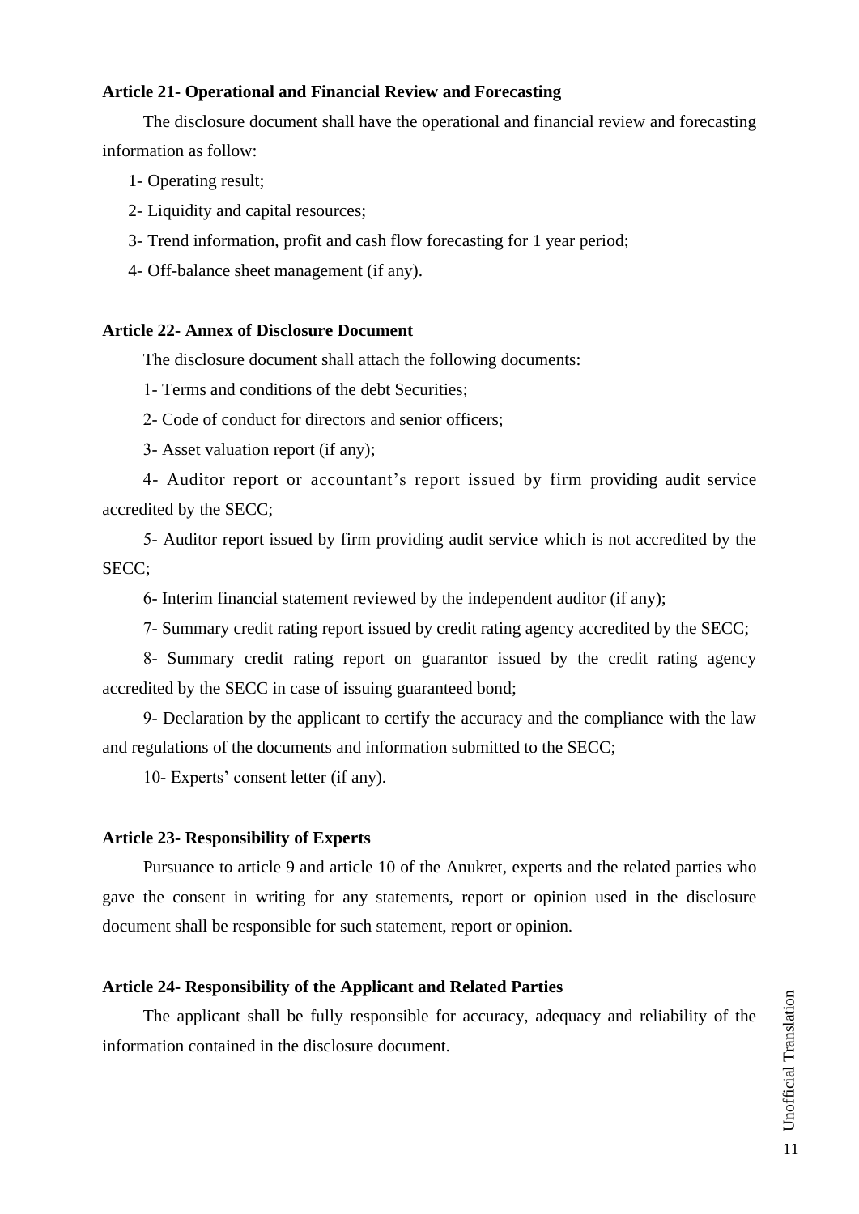**Article 21- Operational and Financial Review and Forecasting**

The disclosure document shall have the operational and financial review and forecasting information as follow:

1- Operating result;

2- Liquidity and capital resources;

3- Trend information, profit and cash flow forecasting for 1 year period;

4- Off-balance sheet management (if any).

**Article 22- Annex of Disclosure Document**

The disclosure document shall attach the following documents:

1- Terms and conditions of the debt Securities;

2- Code of conduct for directors and senior officers;

3- Asset valuation report (if any);

4- Auditor report or accountant's report issued by firm providing audit service accredited by the SECC;

5- Auditor report issued by firm providing audit service which is not accredited by the SECC;

6- Interim financial statement reviewed by the independent auditor (if any);

7- Summary credit rating report issued by credit rating agency accredited by the SECC;

8- Summary credit rating report on guarantor issued by the credit rating agency accredited by the SECC in case of issuing guaranteed bond;

9- Declaration by the applicant to certify the accuracy and the compliance with the law and regulations of the documents and information submitted to the SECC;

10- Experts' consent letter (if any).

**Article 23- Responsibility of Experts**

Pursuance to article 9 and article 10 of the Anukret, experts and the related parties who gave the consent in writing for any statements, report or opinion used in the disclosure document shall be responsible for such statement, report or opinion.

**Article 24- Responsibility of the Applicant and Related Parties**

The applicant shall be fully responsible for accuracy, adequacy and reliability of the information contained in the disclosure document.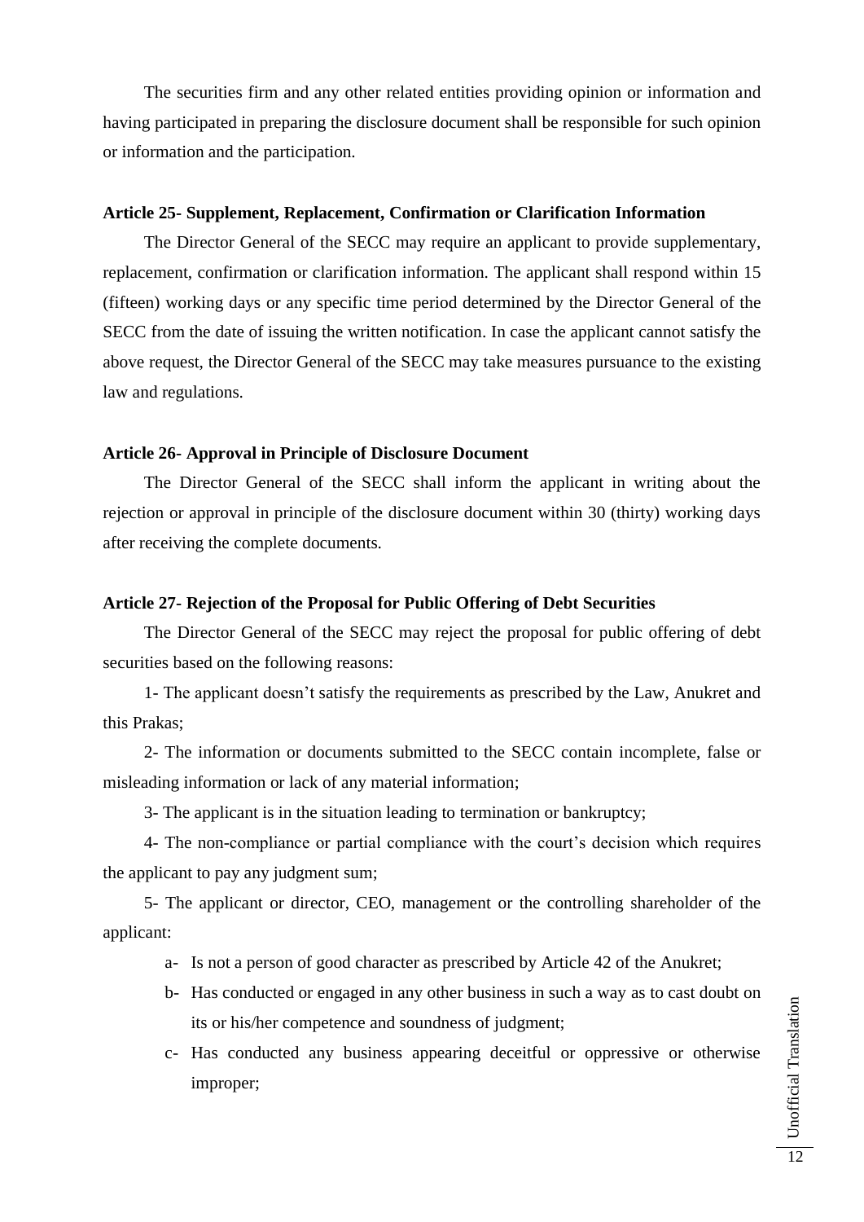The securities firm and any other related entities providing opinion or information and having participated in preparing the disclosure document shall be responsible for such opinion or information and the participation.

**Article 25- Supplement, Replacement, Confirmation or Clarification Information**

The Director General of the SECC may require an applicant to provide supplementary, replacement, confirmation or clarification information. The applicant shall respond within 15 (fifteen) working days or any specific time period determined by the Director General of the SECC from the date of issuing the written notification. In case the applicant cannot satisfy the above request, the Director General of the SECC may take measures pursuance to the existing law and regulations.

**Article 26- Approval in Principle of Disclosure Document**

The Director General of the SECC shall inform the applicant in writing about the rejection or approval in principle of the disclosure document within 30 (thirty) working days after receiving the complete documents.

**Article 27- Rejection of the Proposal for Public Offering of Debt Securities**

The Director General of the SECC may reject the proposal for public offering of debt securities based on the following reasons:

1- The applicant doesn't satisfy the requirements as prescribed by the Law, Anukret and this Prakas;

2- The information or documents submitted to the SECC contain incomplete, false or misleading information or lack of any material information;

3- The applicant is in the situation leading to termination or bankruptcy;

4- The non-compliance or partial compliance with the court's decision which requires the applicant to pay any judgment sum;

5- The applicant or director, CEO, management or the controlling shareholder of the applicant:

- a- Is not a person of good character as prescribed by Article 42 of the Anukret;
- b- Has conducted or engaged in any other business in such a way as to cast doubt on its or his/her competence and soundness of judgment;
- c- Has conducted any business appearing deceitful or oppressive or otherwise improper;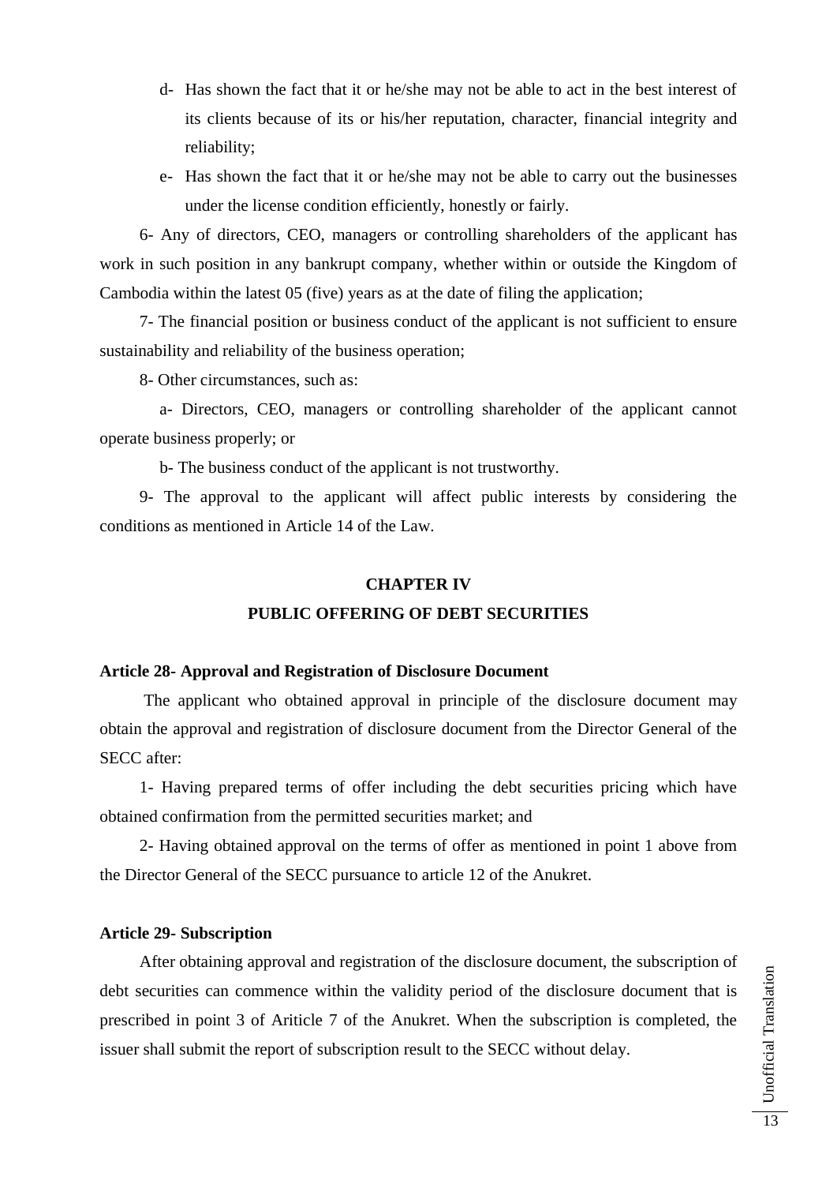d- Has shown the fact that it or he/she may not be able to act in the best interest of its clients because of its or his/her reputation, character, financial integrity and reliability;

e- Has shown the fact that it or he/she may not be able to carry out the businesses under the license condition efficiently, honestly or fairly.

6- Any of directors, CEO, managers or controlling shareholders of the applicant has work in such position in any bankrupt company, whether within or outside the Kingdom of Cambodia within the latest 05 (five) years as at the date of filing the application;

7- The financial position or business conduct of the applicant is not sufficient to ensure sustainability and reliability of the business operation;

8- Other circumstances, such as:

a- Directors, CEO, managers or controlling shareholder of the applicant cannot operate business properly; or

b- The business conduct of the applicant is not trustworthy.

9- The approval to the applicant will affect public interests by considering the conditions as mentioned in Article 14 of the Law.

## CHAPTER IV
## PUBLIC OFFERING OF DEBT SECURITIES

### Article 28- Approval and Registration of Disclosure Document

The applicant who obtained approval in principle of the disclosure document may obtain the approval and registration of disclosure document from the Director General of the SECC after:

1- Having prepared terms of offer including the debt securities pricing which have obtained confirmation from the permitted securities market; and

2- Having obtained approval on the terms of offer as mentioned in point 1 above from the Director General of the SECC pursuance to article 12 of the Anukret.

### Article 29- Subscription

After obtaining approval and registration of the disclosure document, the subscription of debt securities can commence within the validity period of the disclosure document that is prescribed in point 3 of Ariticle 7 of the Anukret. When the subscription is completed, the issuer shall submit the report of subscription result to the SECC without delay.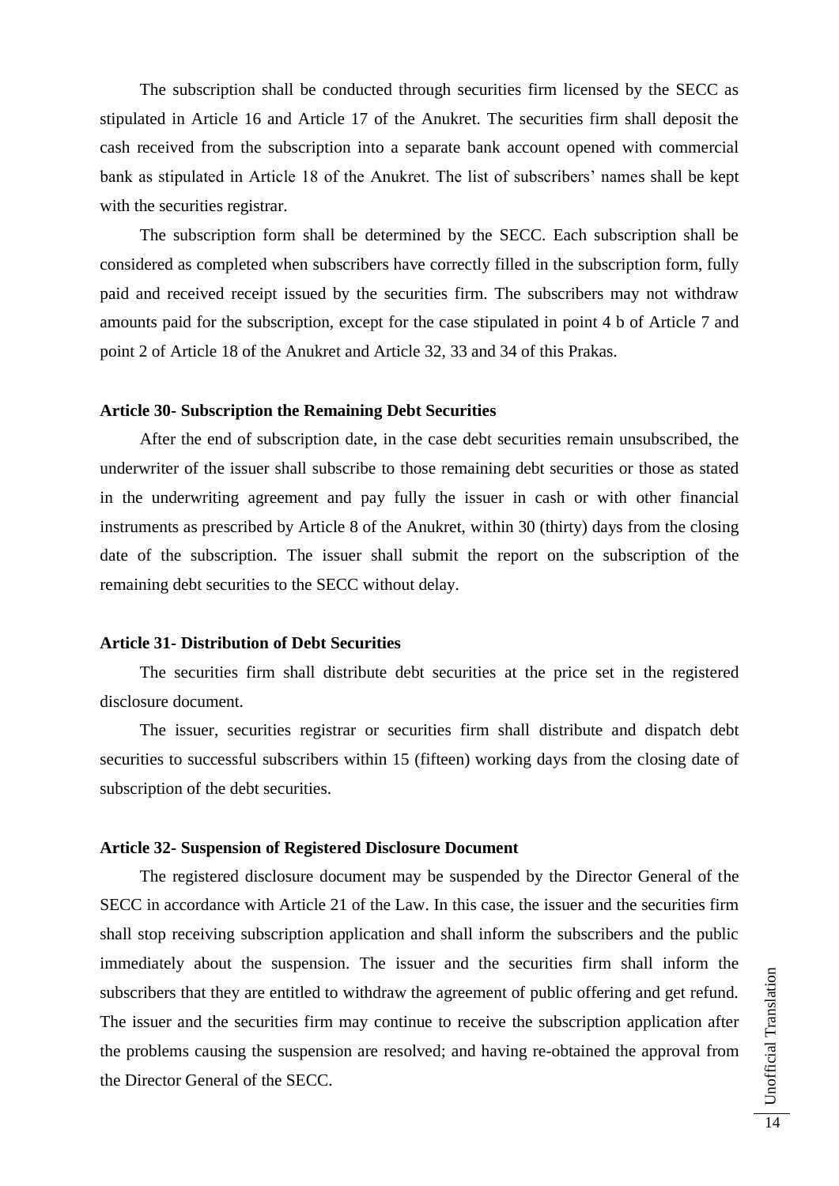The subscription shall be conducted through securities firm licensed by the SECC as stipulated in Article 16 and Article 17 of the Anukret. The securities firm shall deposit the cash received from the subscription into a separate bank account opened with commercial bank as stipulated in Article 18 of the Anukret. The list of subscribers' names shall be kept with the securities registrar.

The subscription form shall be determined by the SECC. Each subscription shall be considered as completed when subscribers have correctly filled in the subscription form, fully paid and received receipt issued by the securities firm. The subscribers may not withdraw amounts paid for the subscription, except for the case stipulated in point 4 b of Article 7 and point 2 of Article 18 of the Anukret and Article 32, 33 and 34 of this Prakas.

**Article 30- Subscription the Remaining Debt Securities**

After the end of subscription date, in the case debt securities remain unsubscribed, the underwriter of the issuer shall subscribe to those remaining debt securities or those as stated in the underwriting agreement and pay fully the issuer in cash or with other financial instruments as prescribed by Article 8 of the Anukret, within 30 (thirty) days from the closing date of the subscription. The issuer shall submit the report on the subscription of the remaining debt securities to the SECC without delay.

**Article 31- Distribution of Debt Securities**

The securities firm shall distribute debt securities at the price set in the registered disclosure document.

The issuer, securities registrar or securities firm shall distribute and dispatch debt securities to successful subscribers within 15 (fifteen) working days from the closing date of subscription of the debt securities.

**Article 32- Suspension of Registered Disclosure Document**

The registered disclosure document may be suspended by the Director General of the SECC in accordance with Article 21 of the Law. In this case, the issuer and the securities firm shall stop receiving subscription application and shall inform the subscribers and the public immediately about the suspension. The issuer and the securities firm shall inform the subscribers that they are entitled to withdraw the agreement of public offering and get refund. The issuer and the securities firm may continue to receive the subscription application after the problems causing the suspension are resolved; and having re-obtained the approval from the Director General of the SECC.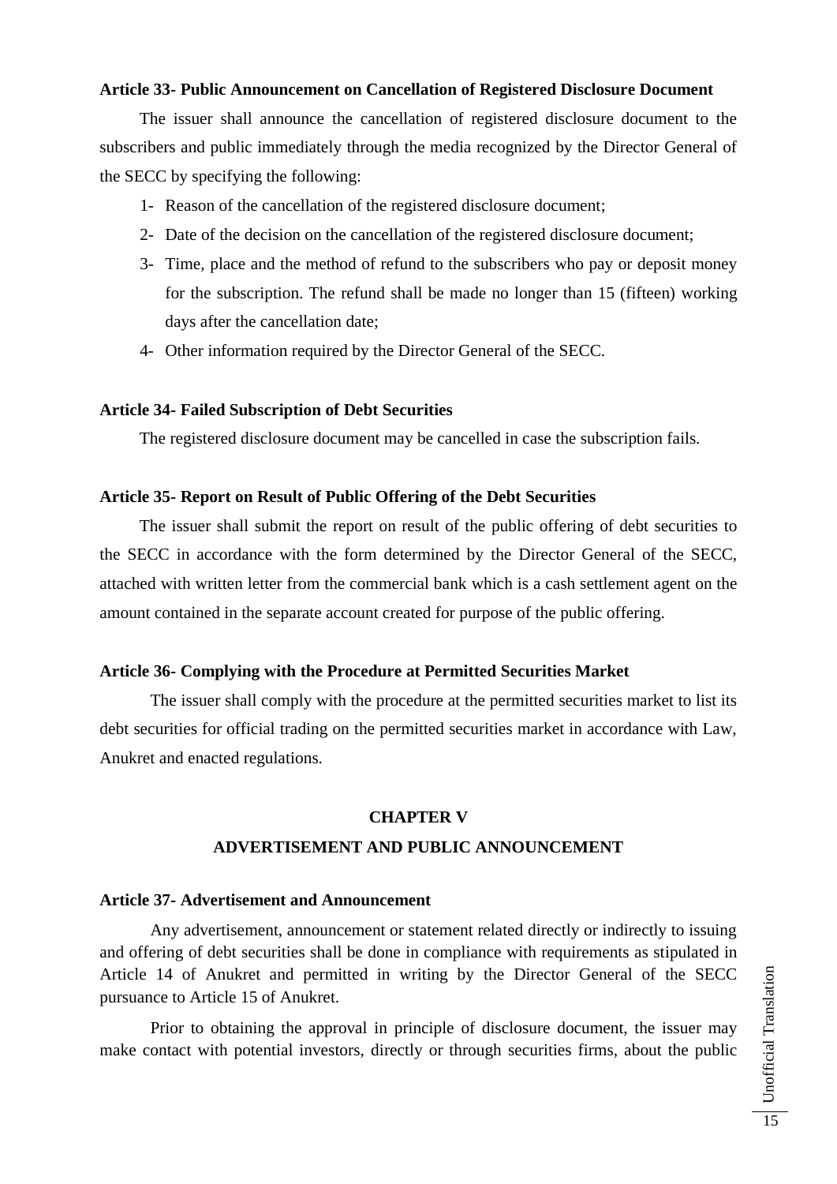**Article 33- Public Announcement on Cancellation of Registered Disclosure Document**

The issuer shall announce the cancellation of registered disclosure document to the subscribers and public immediately through the media recognized by the Director General of the SECC by specifying the following:

1- Reason of the cancellation of the registered disclosure document;
2- Date of the decision on the cancellation of the registered disclosure document;
3- Time, place and the method of refund to the subscribers who pay or deposit money for the subscription. The refund shall be made no longer than 15 (fifteen) working days after the cancellation date;
4- Other information required by the Director General of the SECC.

**Article 34- Failed Subscription of Debt Securities**

The registered disclosure document may be cancelled in case the subscription fails.

**Article 35- Report on Result of Public Offering of the Debt Securities**

The issuer shall submit the report on result of the public offering of debt securities to the SECC in accordance with the form determined by the Director General of the SECC, attached with written letter from the commercial bank which is a cash settlement agent on the amount contained in the separate account created for purpose of the public offering.

**Article 36- Complying with the Procedure at Permitted Securities Market**

The issuer shall comply with the procedure at the permitted securities market to list its debt securities for official trading on the permitted securities market in accordance with Law, Anukret and enacted regulations.

## CHAPTER V

## ADVERTISEMENT AND PUBLIC ANNOUNCEMENT

**Article 37- Advertisement and Announcement**

Any advertisement, announcement or statement related directly or indirectly to issuing and offering of debt securities shall be done in compliance with requirements as stipulated in Article 14 of Anukret and permitted in writing by the Director General of the SECC pursuance to Article 15 of Anukret.

Prior to obtaining the approval in principle of disclosure document, the issuer may make contact with potential investors, directly or through securities firms, about the public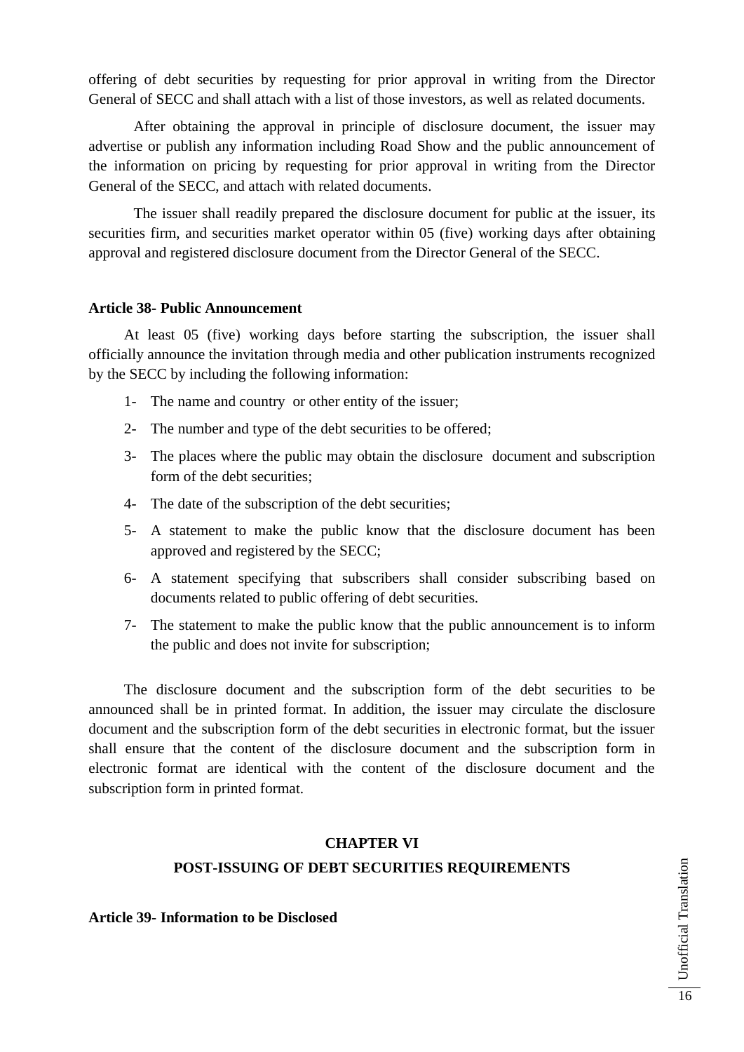offering of debt securities by requesting for prior approval in writing from the Director General of SECC and shall attach with a list of those investors, as well as related documents.

After obtaining the approval in principle of disclosure document, the issuer may advertise or publish any information including Road Show and the public announcement of the information on pricing by requesting for prior approval in writing from the Director General of the SECC, and attach with related documents.

The issuer shall readily prepared the disclosure document for public at the issuer, its securities firm, and securities market operator within 05 (five) working days after obtaining approval and registered disclosure document from the Director General of the SECC.

**Article 38- Public Announcement**

At least 05 (five) working days before starting the subscription, the issuer shall officially announce the invitation through media and other publication instruments recognized by the SECC by including the following information:

1- The name and country or other entity of the issuer;
2- The number and type of the debt securities to be offered;
3- The places where the public may obtain the disclosure document and subscription form of the debt securities;
4- The date of the subscription of the debt securities;
5- A statement to make the public know that the disclosure document has been approved and registered by the SECC;
6- A statement specifying that subscribers shall consider subscribing based on documents related to public offering of debt securities.
7- The statement to make the public know that the public announcement is to inform the public and does not invite for subscription;

The disclosure document and the subscription form of the debt securities to be announced shall be in printed format. In addition, the issuer may circulate the disclosure document and the subscription form of the debt securities in electronic format, but the issuer shall ensure that the content of the disclosure document and the subscription form in electronic format are identical with the content of the disclosure document and the subscription form in printed format.

## CHAPTER VI
## POST-ISSUING OF DEBT SECURITIES REQUIREMENTS

**Article 39- Information to be Disclosed**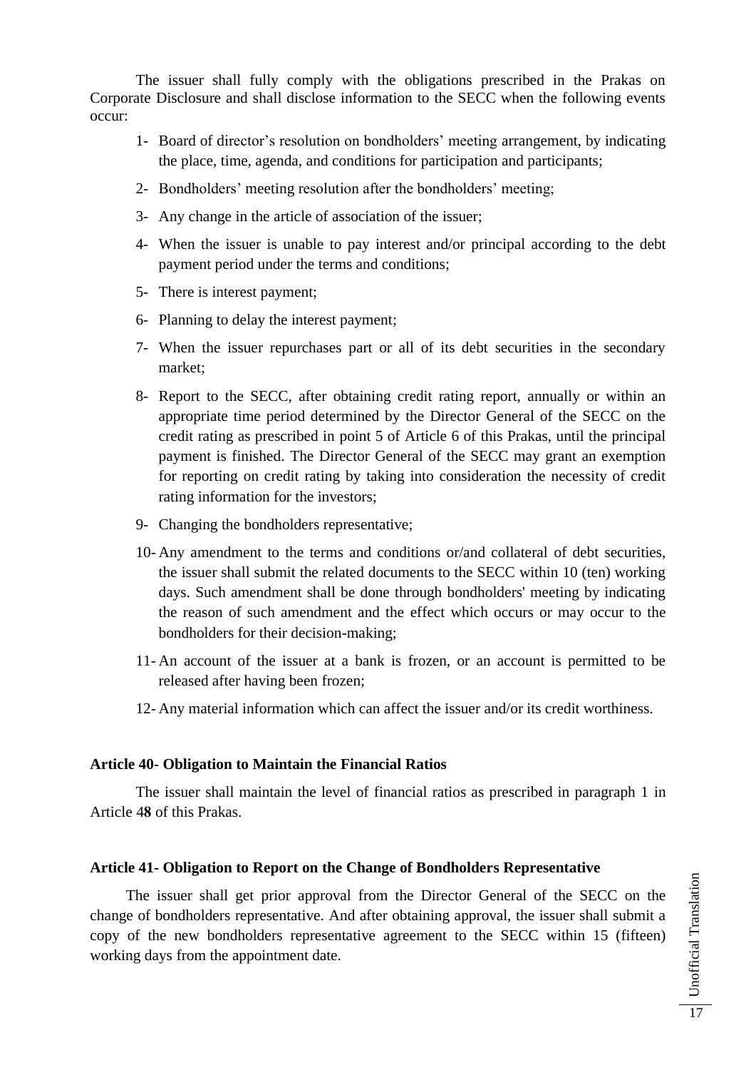The issuer shall fully comply with the obligations prescribed in the Prakas on Corporate Disclosure and shall disclose information to the SECC when the following events occur:

1- Board of director's resolution on bondholders' meeting arrangement, by indicating the place, time, agenda, and conditions for participation and participants;

2- Bondholders' meeting resolution after the bondholders' meeting;

3- Any change in the article of association of the issuer;

4- When the issuer is unable to pay interest and/or principal according to the debt payment period under the terms and conditions;

5- There is interest payment;

6- Planning to delay the interest payment;

7- When the issuer repurchases part or all of its debt securities in the secondary market;

8- Report to the SECC, after obtaining credit rating report, annually or within an appropriate time period determined by the Director General of the SECC on the credit rating as prescribed in point 5 of Article 6 of this Prakas, until the principal payment is finished. The Director General of the SECC may grant an exemption for reporting on credit rating by taking into consideration the necessity of credit rating information for the investors;

9- Changing the bondholders representative;

10- Any amendment to the terms and conditions or/and collateral of debt securities, the issuer shall submit the related documents to the SECC within 10 (ten) working days. Such amendment shall be done through bondholders' meeting by indicating the reason of such amendment and the effect which occurs or may occur to the bondholders for their decision-making;

11- An account of the issuer at a bank is frozen, or an account is permitted to be released after having been frozen;

12- Any material information which can affect the issuer and/or its credit worthiness.

**Article 40- Obligation to Maintain the Financial Ratios**

The issuer shall maintain the level of financial ratios as prescribed in paragraph 1 in Article 4**8** of this Prakas.

**Article 41- Obligation to Report on the Change of Bondholders Representative**

The issuer shall get prior approval from the Director General of the SECC on the change of bondholders representative. And after obtaining approval, the issuer shall submit a copy of the new bondholders representative agreement to the SECC within 15 (fifteen) working days from the appointment date.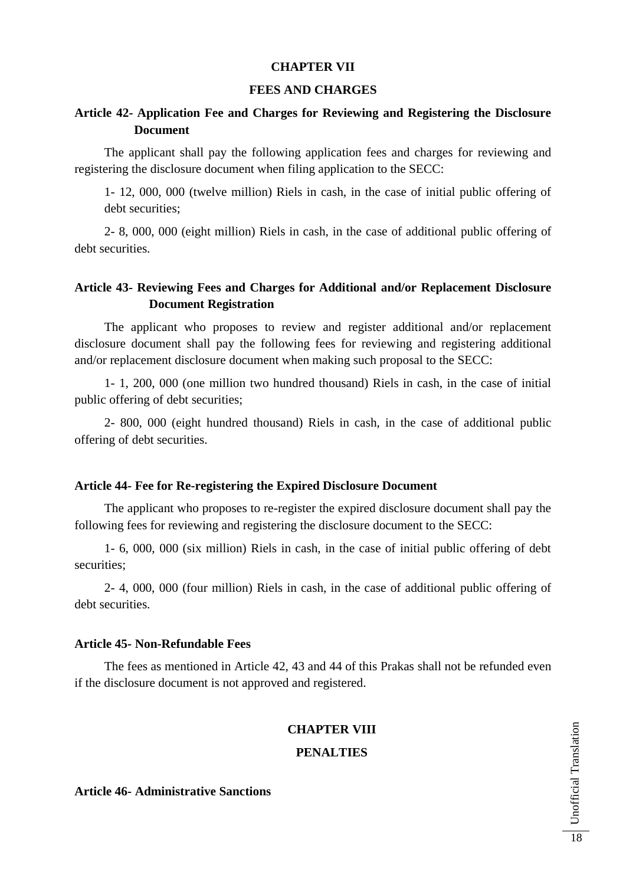## CHAPTER VII

## FEES AND CHARGES

### Article 42- Application Fee and Charges for Reviewing and Registering the Disclosure Document

The applicant shall pay the following application fees and charges for reviewing and registering the disclosure document when filing application to the SECC:

1- 12, 000, 000 (twelve million) Riels in cash, in the case of initial public offering of debt securities;

2- 8, 000, 000 (eight million) Riels in cash, in the case of additional public offering of debt securities.

### Article 43- Reviewing Fees and Charges for Additional and/or Replacement Disclosure Document Registration

The applicant who proposes to review and register additional and/or replacement disclosure document shall pay the following fees for reviewing and registering additional and/or replacement disclosure document when making such proposal to the SECC:

1- 1, 200, 000 (one million two hundred thousand) Riels in cash, in the case of initial public offering of debt securities;

2- 800, 000 (eight hundred thousand) Riels in cash, in the case of additional public offering of debt securities.

### Article 44- Fee for Re-registering the Expired Disclosure Document

The applicant who proposes to re-register the expired disclosure document shall pay the following fees for reviewing and registering the disclosure document to the SECC:

1- 6, 000, 000 (six million) Riels in cash, in the case of initial public offering of debt securities;

2- 4, 000, 000 (four million) Riels in cash, in the case of additional public offering of debt securities.

### Article 45- Non-Refundable Fees

The fees as mentioned in Article 42, 43 and 44 of this Prakas shall not be refunded even if the disclosure document is not approved and registered.

## CHAPTER VIII

## PENALTIES

### Article 46- Administrative Sanctions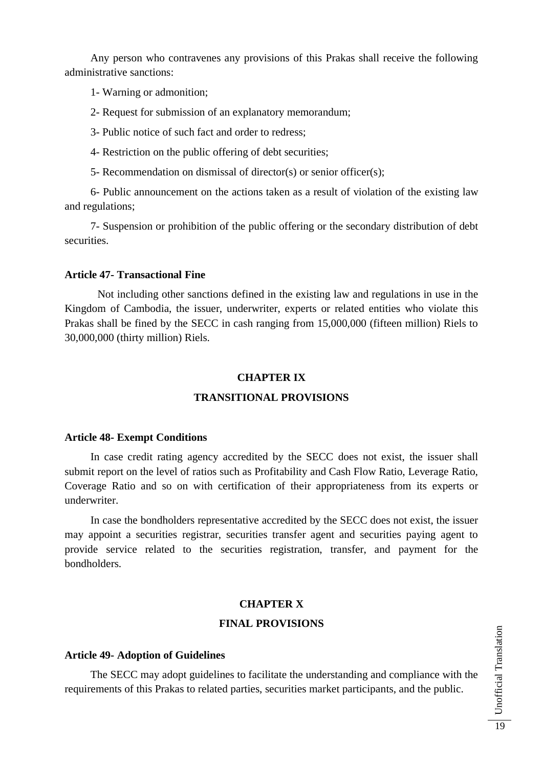Any person who contravenes any provisions of this Prakas shall receive the following administrative sanctions:

1- Warning or admonition;

2- Request for submission of an explanatory memorandum;

3- Public notice of such fact and order to redress;

4- Restriction on the public offering of debt securities;

5- Recommendation on dismissal of director(s) or senior officer(s);

6- Public announcement on the actions taken as a result of violation of the existing law and regulations;

7- Suspension or prohibition of the public offering or the secondary distribution of debt securities.

**Article 47- Transactional Fine**

Not including other sanctions defined in the existing law and regulations in use in the Kingdom of Cambodia, the issuer, underwriter, experts or related entities who violate this Prakas shall be fined by the SECC in cash ranging from 15,000,000 (fifteen million) Riels to 30,000,000 (thirty million) Riels.

## CHAPTER IX

## TRANSITIONAL PROVISIONS

**Article 48- Exempt Conditions**

In case credit rating agency accredited by the SECC does not exist, the issuer shall submit report on the level of ratios such as Profitability and Cash Flow Ratio, Leverage Ratio, Coverage Ratio and so on with certification of their appropriateness from its experts or underwriter.

In case the bondholders representative accredited by the SECC does not exist, the issuer may appoint a securities registrar, securities transfer agent and securities paying agent to provide service related to the securities registration, transfer, and payment for the bondholders.

## CHAPTER X

## FINAL PROVISIONS

**Article 49- Adoption of Guidelines**

The SECC may adopt guidelines to facilitate the understanding and compliance with the requirements of this Prakas to related parties, securities market participants, and the public.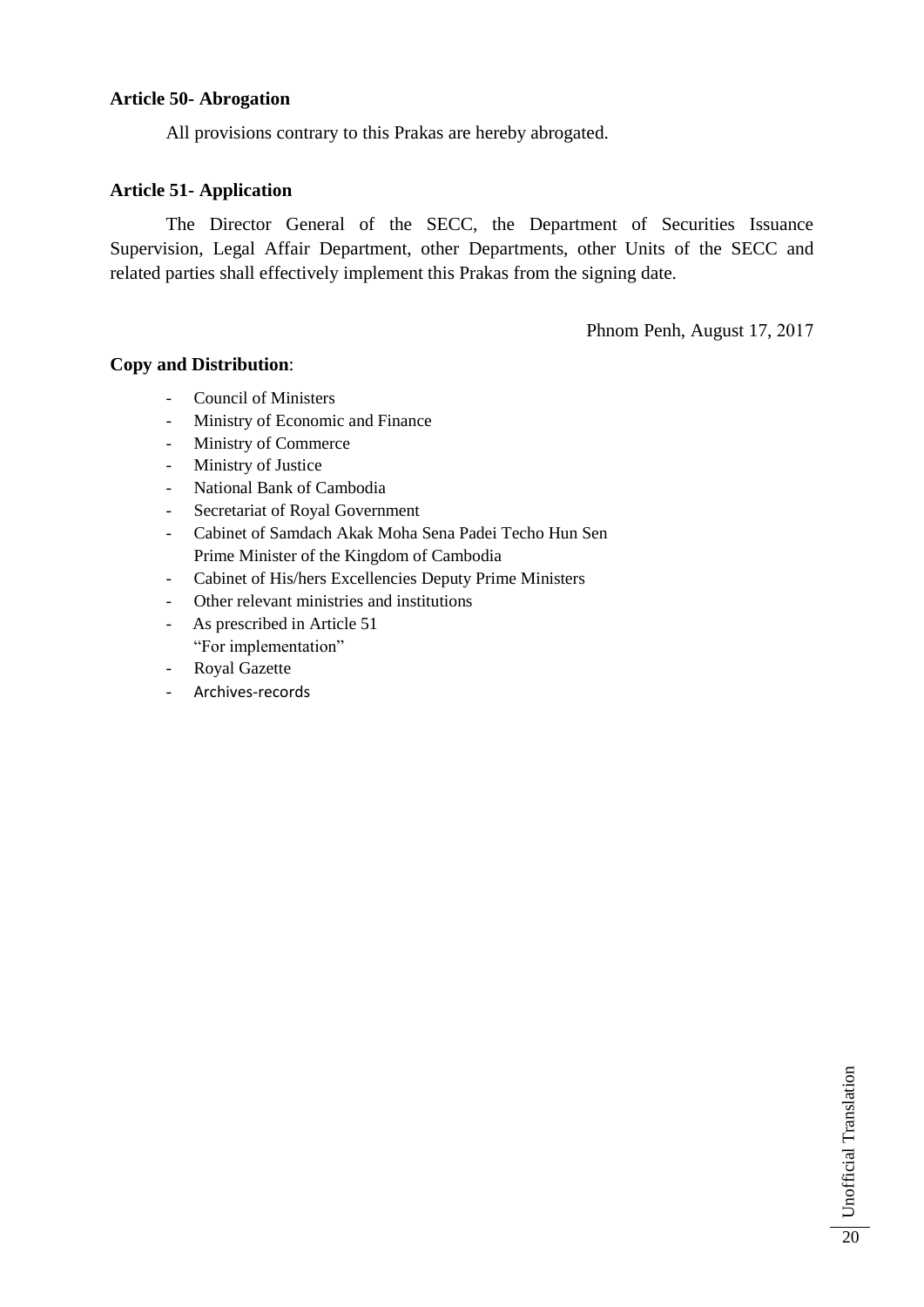**Article 50- Abrogation**

All provisions contrary to this Prakas are hereby abrogated.

**Article 51- Application**

The Director General of the SECC, the Department of Securities Issuance Supervision, Legal Affair Department, other Departments, other Units of the SECC and related parties shall effectively implement this Prakas from the signing date.

Phnom Penh, August 17, 2017

**Copy and Distribution**:

- Council of Ministers
- Ministry of Economic and Finance
- Ministry of Commerce
- Ministry of Justice
- National Bank of Cambodia
- Secretariat of Royal Government
- Cabinet of Samdach Akak Moha Sena Padei Techo Hun Sen Prime Minister of the Kingdom of Cambodia
- Cabinet of His/hers Excellencies Deputy Prime Ministers
- Other relevant ministries and institutions
- As prescribed in Article 51 "For implementation"
- Royal Gazette
- Archives-records